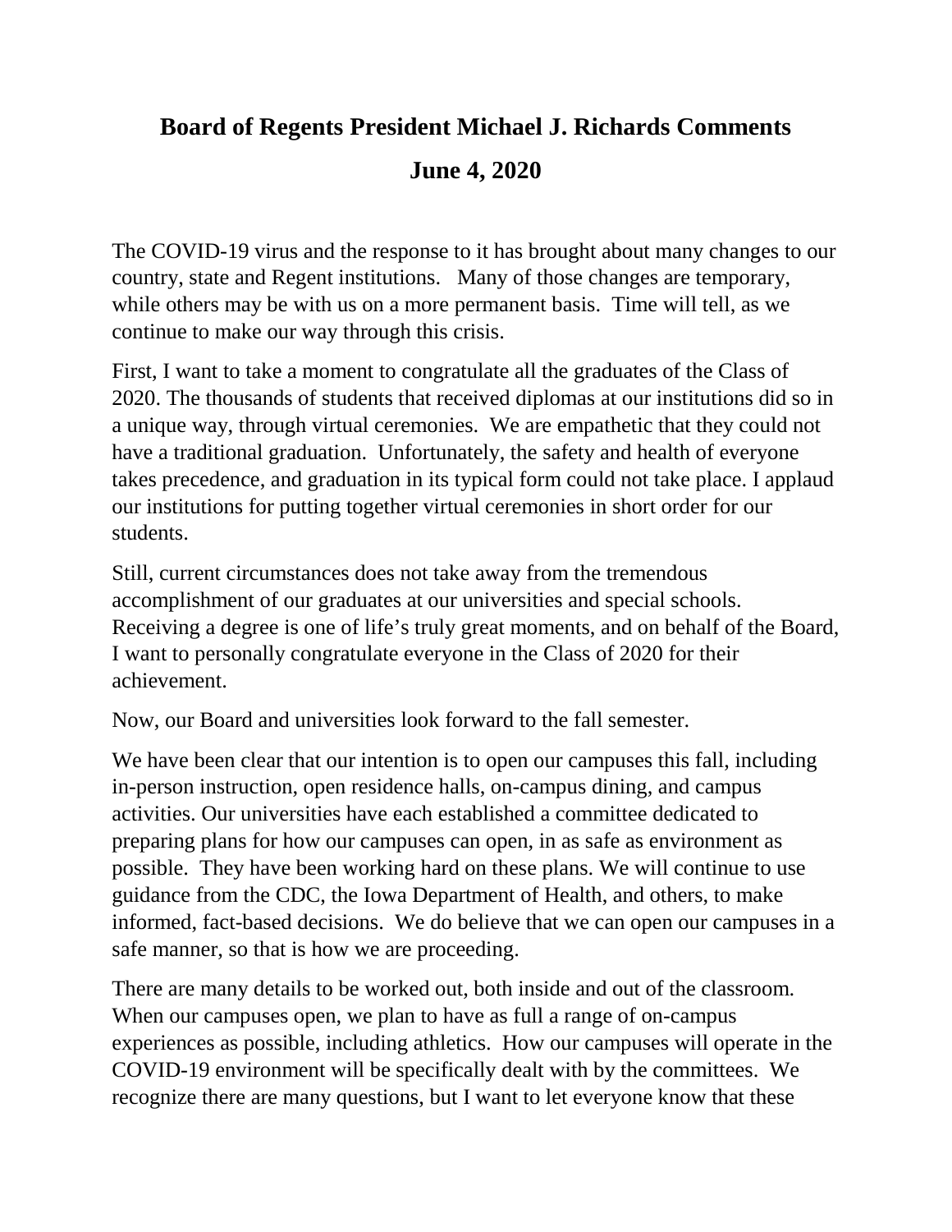# Board of Regents President Michael J. Richards Comments

## June 4, 2020

The COVID-19 virus and the response to it has brought about many changes to our country, state and Regent institutions. Many of those changes are temporary, while others may be with us on a more permanent basis. Time will tell, as we continue to make our way through this crisis.

First, I want to take a moment to congratulate all the graduates of the Class of 2020. The thousands of students that received diplomas at our institutions did so in a unique way, through virtual ceremonies. We are empathetic that they could not have a traditional graduation. Unfortunately, the safety and health of everyone takes precedence, and graduation in its typical form could not take place. I applaud our institutions for putting together virtual ceremonies in short order for our students.

Still, current circumstances does not take away from the tremendous accomplishment of our graduates at our universities and special schools. Receiving a degree is one of life's truly great moments, and on behalf of the Board, I want to personally congratulate everyone in the Class of 2020 for their achievement.

Now, our Board and universities look forward to the fall semester.

We have been clear that our intention is to open our campuses this fall, including in-person instruction, open residence halls, on-campus dining, and campus activities. Our universities have each established a committee dedicated to preparing plans for how our campuses can open, in as safe as environment as possible. They have been working hard on these plans. We will continue to use guidance from the CDC, the Iowa Department of Health, and others, to make informed, fact-based decisions. We do believe that we can open our campuses in a safe manner, so that is how we are proceeding.

There are many details to be worked out, both inside and out of the classroom. When our campuses open, we plan to have as full a range of on-campus experiences as possible, including athletics. How our campuses will operate in the COVID-19 environment will be specifically dealt with by the committees. We recognize there are many questions, but I want to let everyone know that these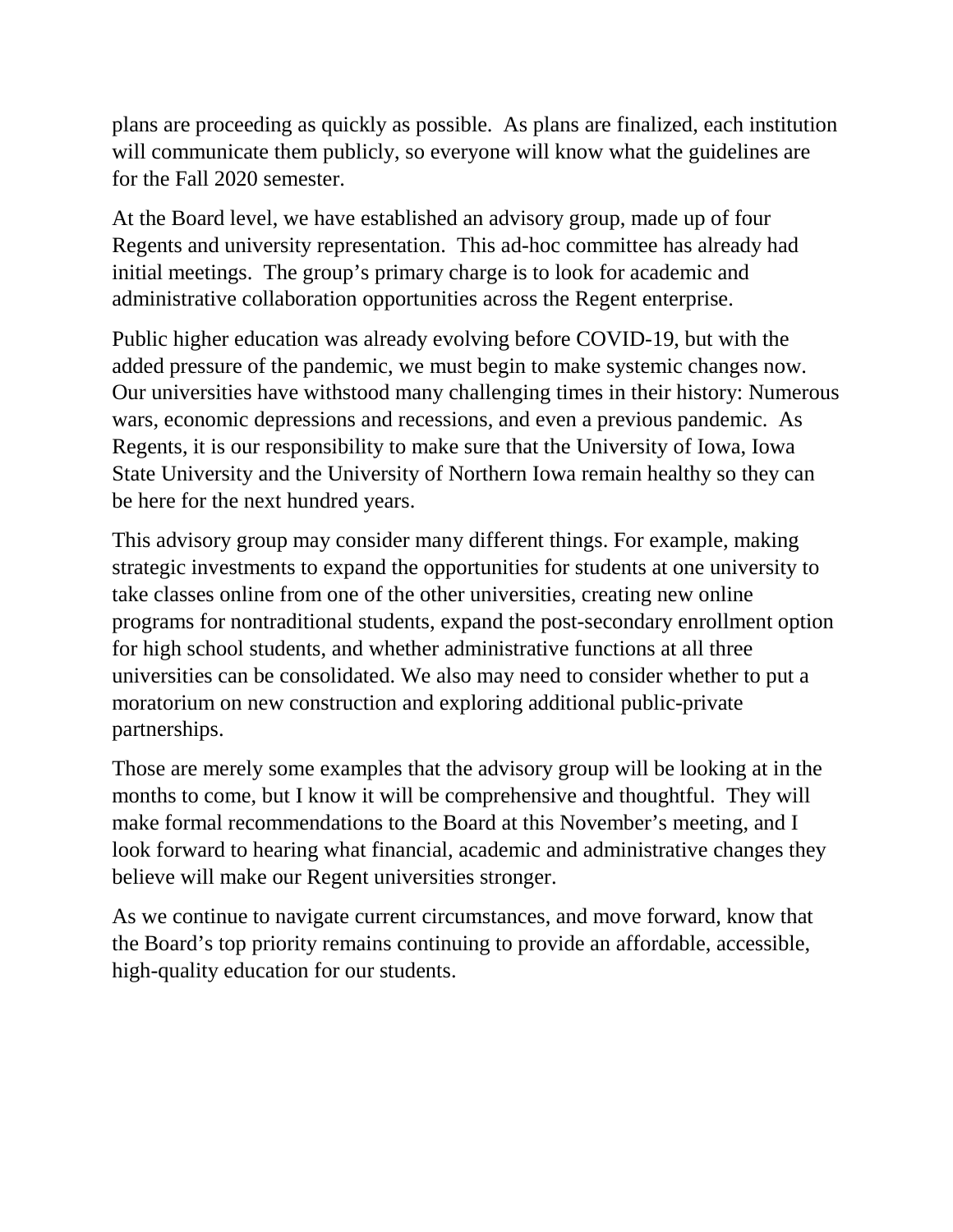plans are proceeding as quickly as possible. As plans are finalized, each institution will communicate them publicly, so everyone will know what the guidelines are for the Fall 2020 semester.

At the Board level, we have established an advisory group, made up of four Regents and university representation. This ad-hoc committee has already had initial meetings. The group's primary charge is to look for academic and administrative collaboration opportunities across the Regent enterprise.

Public higher education was already evolving before COVID-19, but with the added pressure of the pandemic, we must begin to make systemic changes now. Our universities have withstood many challenging times in their history: Numerous wars, economic depressions and recessions, and even a previous pandemic. As Regents, it is our responsibility to make sure that the University of Iowa, Iowa State University and the University of Northern Iowa remain healthy so they can be here for the next hundred years.

This advisory group may consider many different things. For example, making strategic investments to expand the opportunities for students at one university to take classes online from one of the other universities, creating new online programs for nontraditional students, expand the post-secondary enrollment option for high school students, and whether administrative functions at all three universities can be consolidated. We also may need to consider whether to put a moratorium on new construction and exploring additional public-private partnerships.

Those are merely some examples that the advisory group will be looking at in the months to come, but I know it will be comprehensive and thoughtful. They will make formal recommendations to the Board at this November's meeting, and I look forward to hearing what financial, academic and administrative changes they believe will make our Regent universities stronger.

As we continue to navigate current circumstances, and move forward, know that the Board's top priority remains continuing to provide an affordable, accessible, high-quality education for our students.